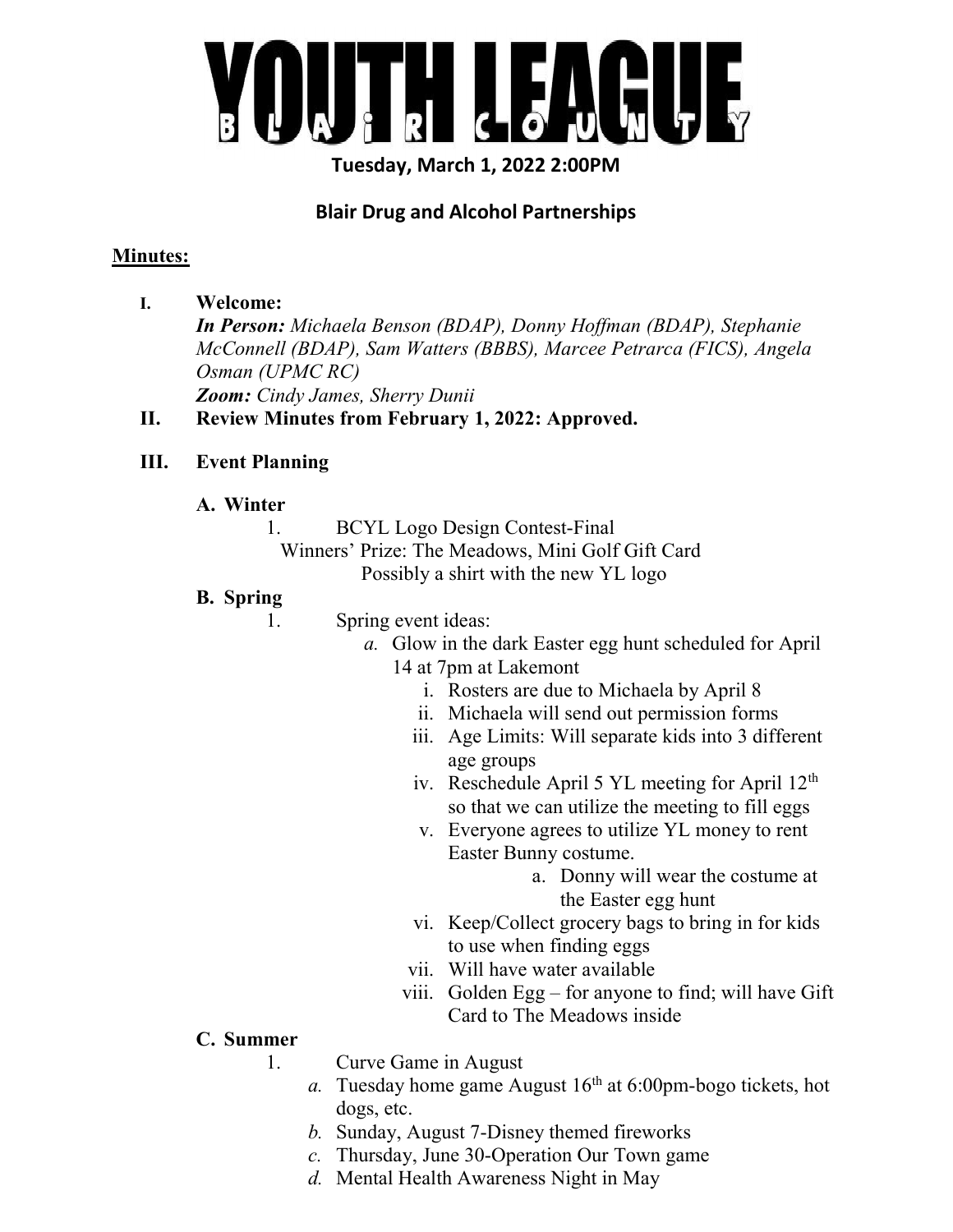# YOUTH LEAGUE

BLAIR COUNTY

**Tuesday, March 1, 2022 2:00PM**

**Blair Drug and Alcohol Partnerships**

**Minutes:**

I. **Welcome:**
*In Person: Michaela Benson (BDAP), Donny Hoffman (BDAP), Stephanie McConnell (BDAP), Sam Watters (BBBS), Marcee Petrarca (FICS), Angela Osman (UPMC RC)*
*Zoom: Cindy James, Sherry Dunii*

II. **Review Minutes from February 1, 2022: Approved.**

III. **Event Planning**

**A. Winter**

1. BCYL Logo Design Contest-Final
   Winners' Prize: The Meadows, Mini Golf Gift Card
   Possibly a shirt with the new YL logo

**B. Spring**

1. Spring event ideas:
   *a.* Glow in the dark Easter egg hunt scheduled for April 14 at 7pm at Lakemont
      i. Rosters are due to Michaela by April 8
      ii. Michaela will send out permission forms
      iii. Age Limits: Will separate kids into 3 different age groups
      iv. Reschedule April 5 YL meeting for April 12th so that we can utilize the meeting to fill eggs
      v. Everyone agrees to utilize YL money to rent Easter Bunny costume.
         a. Donny will wear the costume at the Easter egg hunt
      vi. Keep/Collect grocery bags to bring in for kids to use when finding eggs
      vii. Will have water available
      viii. Golden Egg – for anyone to find; will have Gift Card to The Meadows inside

**C. Summer**

1. Curve Game in August
   *a.* Tuesday home game August 16th at 6:00pm-bogo tickets, hot dogs, etc.
   *b.* Sunday, August 7-Disney themed fireworks
   *c.* Thursday, June 30-Operation Our Town game
   *d.* Mental Health Awareness Night in May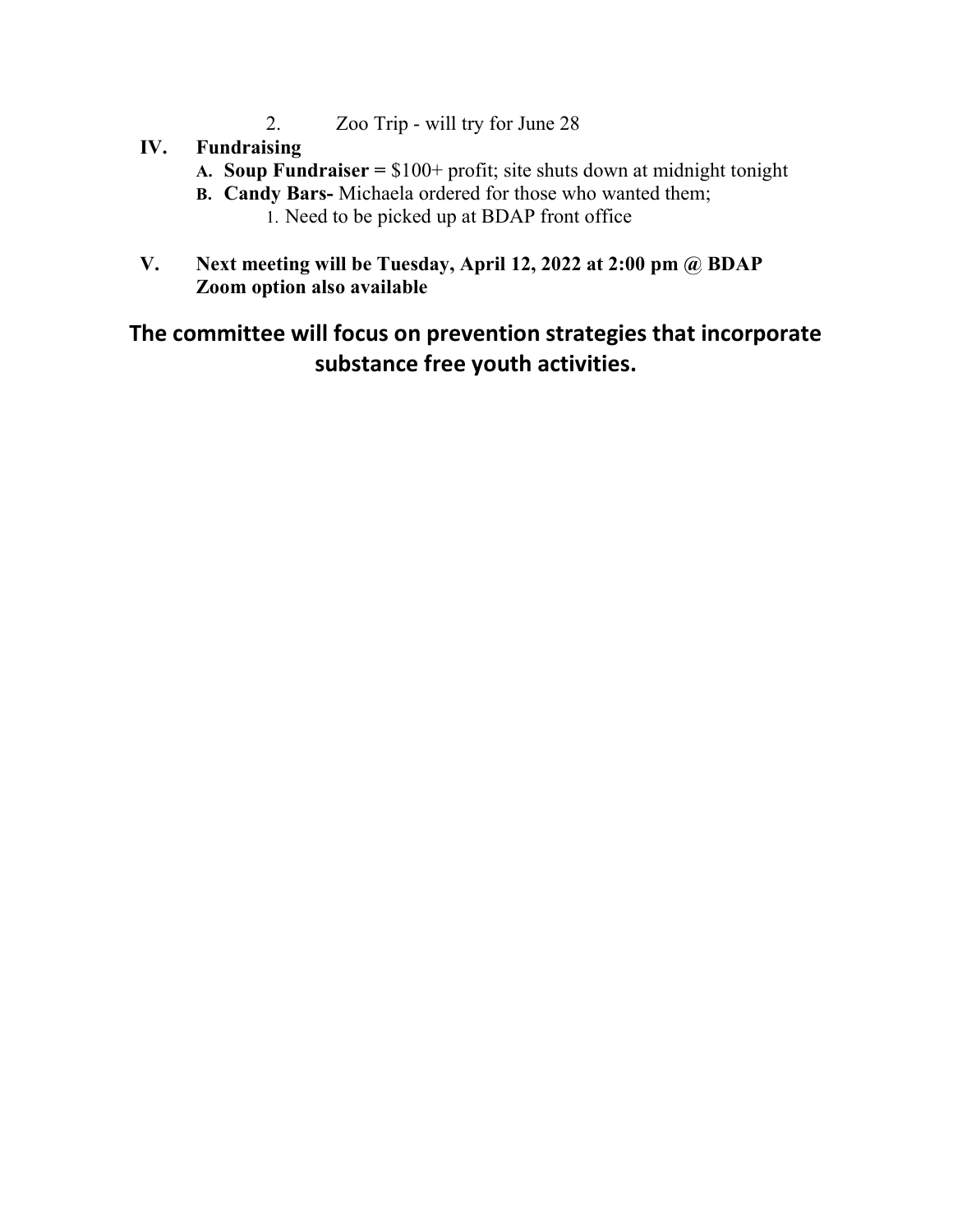2. Zoo Trip - will try for June 28

**IV. Fundraising**

- **A. Soup Fundraiser =** $100+ profit; site shuts down at midnight tonight
- **B. Candy Bars-** Michaela ordered for those who wanted them;
    1. Need to be picked up at BDAP front office

**V. Next meeting will be Tuesday, April 12, 2022 at 2:00 pm @ BDAP**
**Zoo option also available**

**The committee will focus on prevention strategies that incorporate substance free youth activities.**